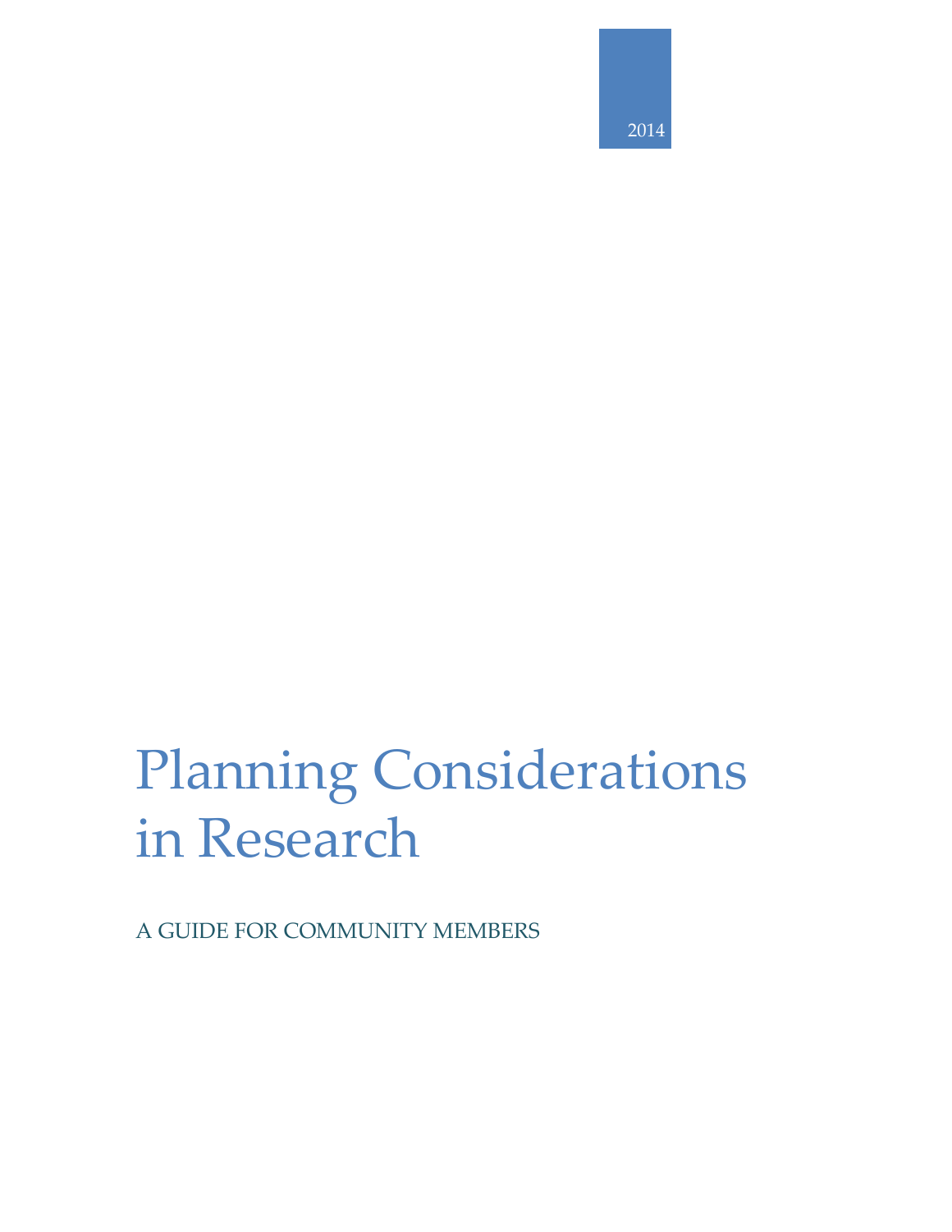2014

# Planning Considerations in Research

A GUIDE FOR COMMUNITY MEMBERS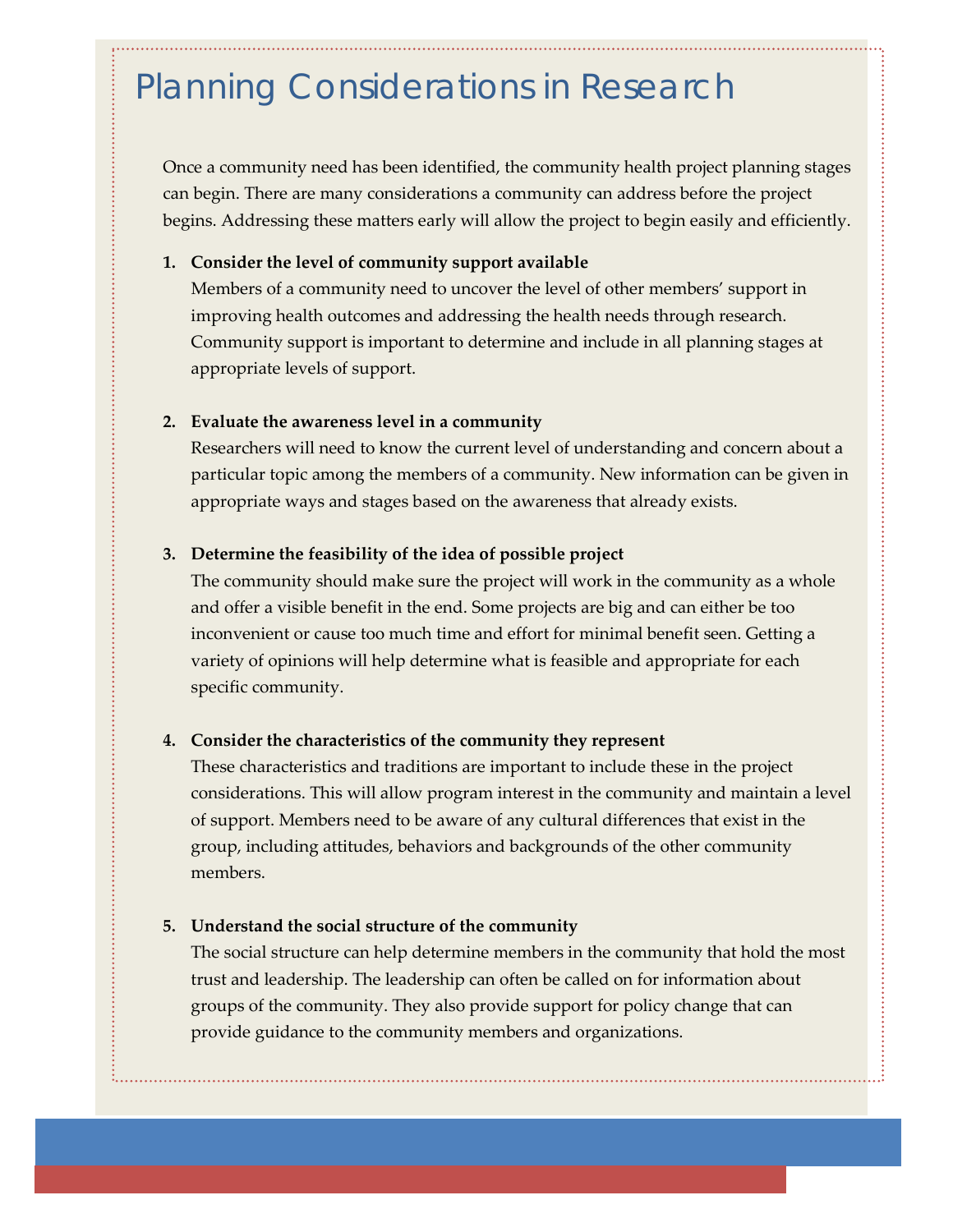# Planning Considerations in Research

Once a community need has been identified, the community health project planning stages can begin. There are many considerations a community can address before the project begins. Addressing these matters early will allow the project to begin easily and efficiently.

1. **Consider the level of community support available**
   Members of a community need to uncover the level of other members' support in improving health outcomes and addressing the health needs through research. Community support is important to determine and include in all planning stages at appropriate levels of support.

2. **Evaluate the awareness level in a community**
   Researchers will need to know the current level of understanding and concern about a particular topic among the members of a community. New information can be given in appropriate ways and stages based on the awareness that already exists.

3. **Determine the feasibility of the idea of possible project**
   The community should make sure the project will work in the community as a whole and offer a visible benefit in the end. Some projects are big and can either be too inconvenient or cause too much time and effort for minimal benefit seen. Getting a variety of opinions will help determine what is feasible and appropriate for each specific community.

4. **Consider the characteristics of the community they represent**
   These characteristics and traditions are important to include these in the project considerations. This will allow program interest in the community and maintain a level of support. Members need to be aware of any cultural differences that exist in the group, including attitudes, behaviors and backgrounds of the other community members.

5. **Understand the social structure of the community**
   The social structure can help determine members in the community that hold the most trust and leadership. The leadership can often be called on for information about groups of the community. They also provide support for policy change that can provide guidance to the community members and organizations.